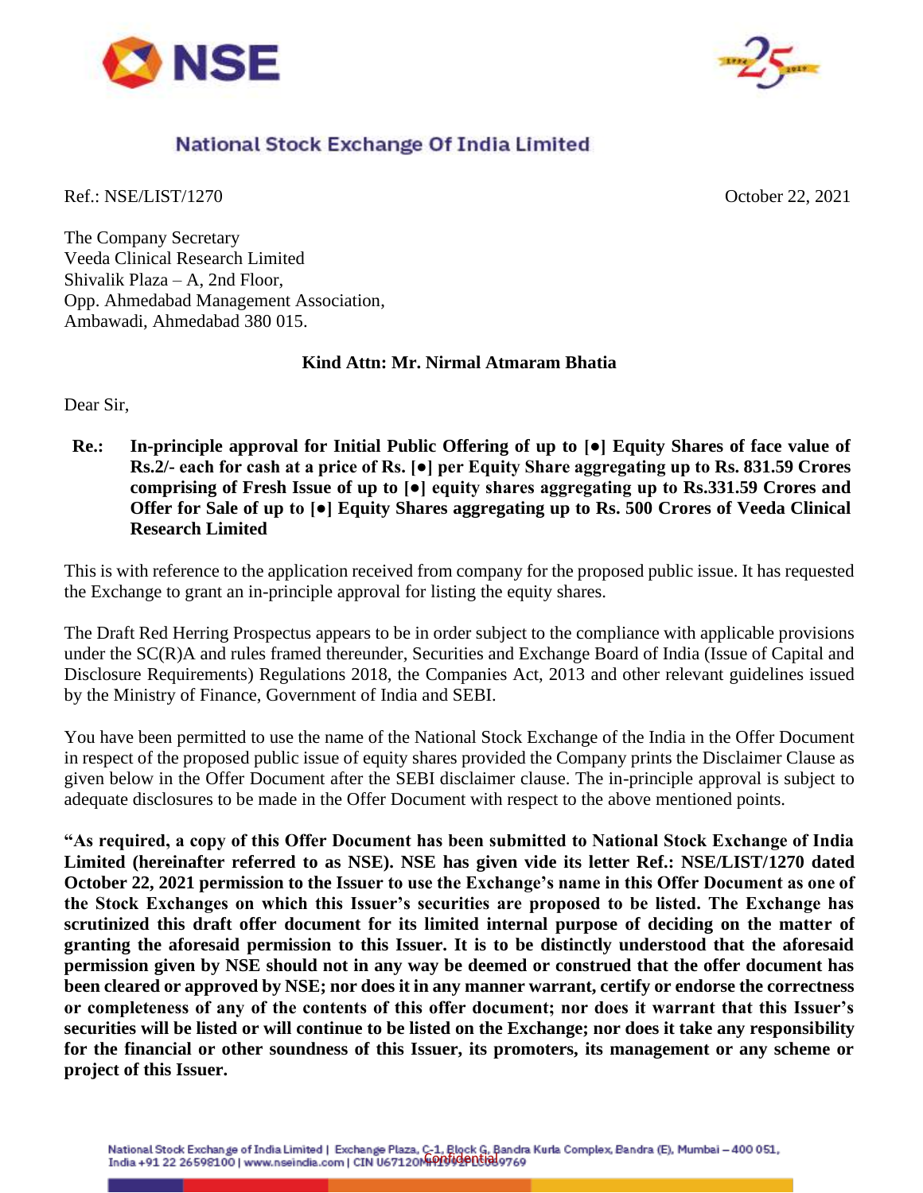# National Stock Exchange Of India Limited

Ref.: NSE/LIST/1270 October 22, 2021

The Company Secretary
Veeda Clinical Research Limited
Shivalik Plaza – A, 2nd Floor,
Opp. Ahmedabad Management Association,
Ambawadi, Ahmedabad 380 015.

**Kind Attn: Mr. Nirmal Atmaram Bhatia**

Dear Sir,

**Re.: In-principle approval for Initial Public Offering of up to [●] Equity Shares of face value of Rs.2/- each for cash at a price of Rs. [●] per Equity Share aggregating up to Rs. 831.59 Crores comprising of Fresh Issue of up to [●] equity shares aggregating up to Rs.331.59 Crores and Offer for Sale of up to [●] Equity Shares aggregating up to Rs. 500 Crores of Veeda Clinical Research Limited**

This is with reference to the application received from company for the proposed public issue. It has requested the Exchange to grant an in-principle approval for listing the equity shares.

The Draft Red Herring Prospectus appears to be in order subject to the compliance with applicable provisions under the SC(R)A and rules framed thereunder, Securities and Exchange Board of India (Issue of Capital and Disclosure Requirements) Regulations 2018, the Companies Act, 2013 and other relevant guidelines issued by the Ministry of Finance, Government of India and SEBI.

You have been permitted to use the name of the National Stock Exchange of the India in the Offer Document in respect of the proposed public issue of equity shares provided the Company prints the Disclaimer Clause as given below in the Offer Document after the SEBI disclaimer clause. The in-principle approval is subject to adequate disclosures to be made in the Offer Document with respect to the above mentioned points.

**"As required, a copy of this Offer Document has been submitted to National Stock Exchange of India Limited (hereinafter referred to as NSE). NSE has given vide its letter Ref.: NSE/LIST/1270 dated October 22, 2021 permission to the Issuer to use the Exchange's name in this Offer Document as one of the Stock Exchanges on which this Issuer's securities are proposed to be listed. The Exchange has scrutinized this draft offer document for its limited internal purpose of deciding on the matter of granting the aforesaid permission to this Issuer. It is to be distinctly understood that the aforesaid permission given by NSE should not in any way be deemed or construed that the offer document has been cleared or approved by NSE; nor does it in any manner warrant, certify or endorse the correctness or completeness of any of the contents of this offer document; nor does it warrant that this Issuer's securities will be listed or will continue to be listed on the Exchange; nor does it take any responsibility for the financial or other soundness of this Issuer, its promoters, its management or any scheme or project of this Issuer.**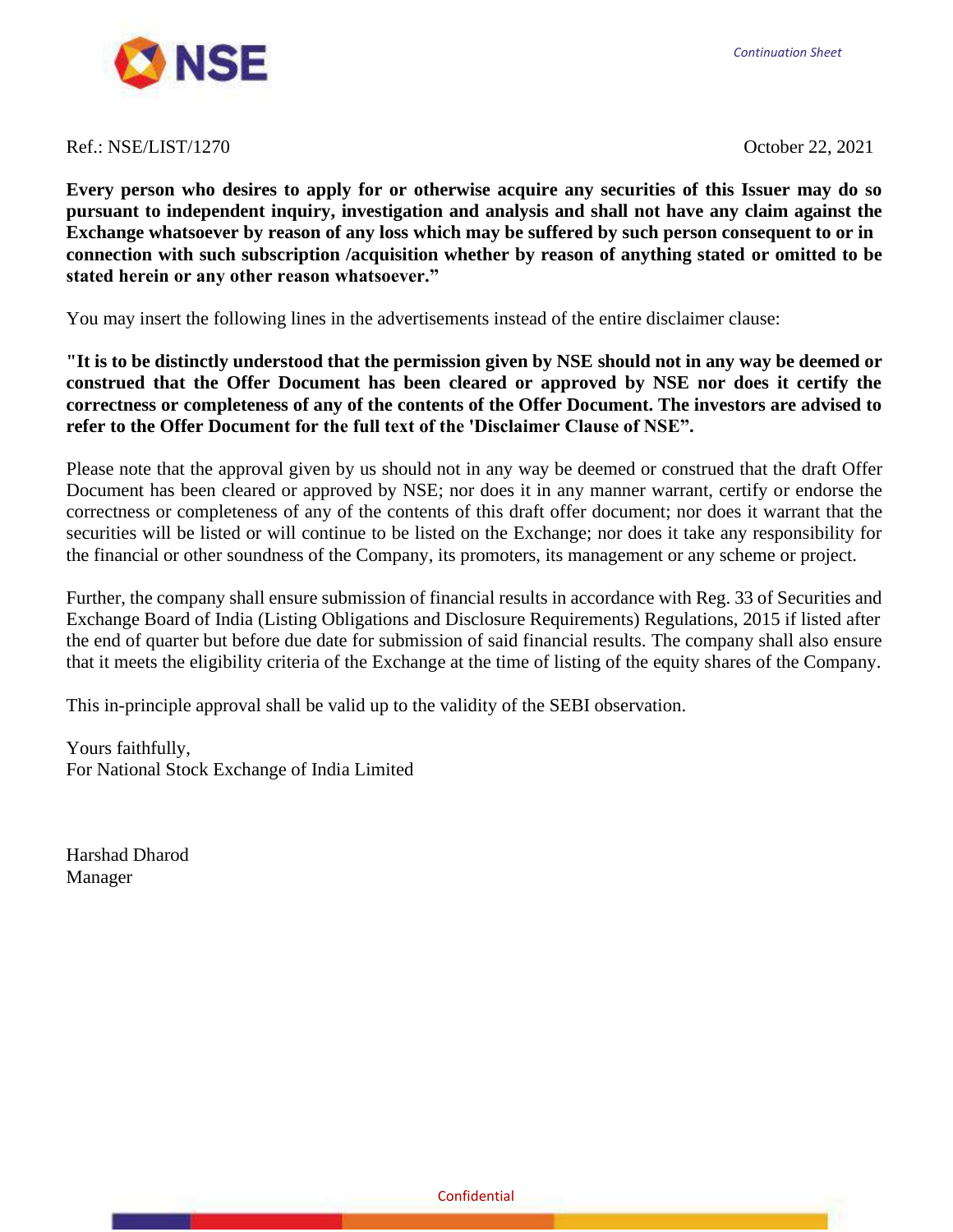Ref.: NSE/LIST/1270 October 22, 2021

**Every person who desires to apply for or otherwise acquire any securities of this Issuer may do so pursuant to independent inquiry, investigation and analysis and shall not have any claim against the Exchange whatsoever by reason of any loss which may be suffered by such person consequent to or in connection with such subscription /acquisition whether by reason of anything stated or omitted to be stated herein or any other reason whatsoever."**

You may insert the following lines in the advertisements instead of the entire disclaimer clause:

**"It is to be distinctly understood that the permission given by NSE should not in any way be deemed or construed that the Offer Document has been cleared or approved by NSE nor does it certify the correctness or completeness of any of the contents of the Offer Document. The investors are advised to refer to the Offer Document for the full text of the 'Disclaimer Clause of NSE".**

Please note that the approval given by us should not in any way be deemed or construed that the draft Offer Document has been cleared or approved by NSE; nor does it in any manner warrant, certify or endorse the correctness or completeness of any of the contents of this draft offer document; nor does it warrant that the securities will be listed or will continue to be listed on the Exchange; nor does it take any responsibility for the financial or other soundness of the Company, its promoters, its management or any scheme or project.

Further, the company shall ensure submission of financial results in accordance with Reg. 33 of Securities and Exchange Board of India (Listing Obligations and Disclosure Requirements) Regulations, 2015 if listed after the end of quarter but before due date for submission of said financial results. The company shall also ensure that it meets the eligibility criteria of the Exchange at the time of listing of the equity shares of the Company.

This in-principle approval shall be valid up to the validity of the SEBI observation.

Yours faithfully,
For National Stock Exchange of India Limited

Harshad Dharod
Manager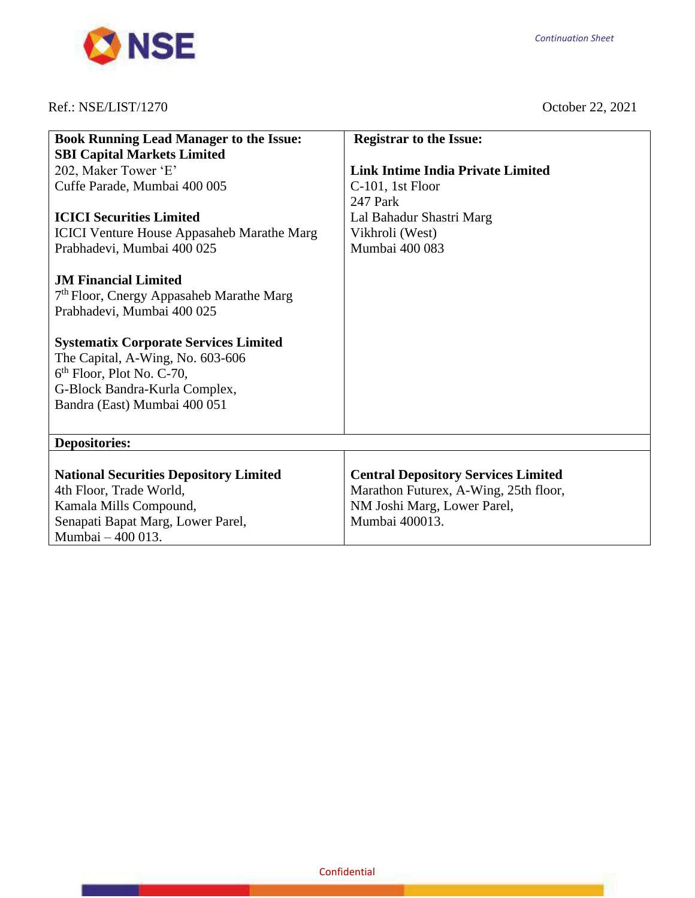Ref.: NSE/LIST/1270 October 22, 2021

| | |
|---|---|
| **Book Running Lead Manager to the Issue:**<br>**SBI Capital Markets Limited**<br>202, Maker Tower 'E'<br>Cuffe Parade, Mumbai 400 005<br><br>**ICICI Securities Limited**<br>ICICI Venture House Appasaheb Marathe Marg<br>Prabhadevi, Mumbai 400 025<br><br>**JM Financial Limited**<br>7th Floor, Cnergy Appasaheb Marathe Marg<br>Prabhadevi, Mumbai 400 025<br><br>**Systematix Corporate Services Limited**<br>The Capital, A-Wing, No. 603-606<br>6th Floor, Plot No. C-70,<br>G-Block Bandra-Kurla Complex,<br>Bandra (East) Mumbai 400 051 | **Registrar to the Issue:**<br><br>**Link Intime India Private Limited**<br>C-101, 1st Floor<br>247 Park<br>Lal Bahadur Shastri Marg<br>Vikhroli (West)<br>Mumbai 400 083 |
| **Depositories:** | |
| **National Securities Depository Limited**<br>4th Floor, Trade World,<br>Kamala Mills Compound,<br>Senapati Bapat Marg, Lower Parel,<br>Mumbai – 400 013. | **Central Depository Services Limited**<br>Marathon Futurex, A-Wing, 25th floor,<br>NM Joshi Marg, Lower Parel,<br>Mumbai 400013. |